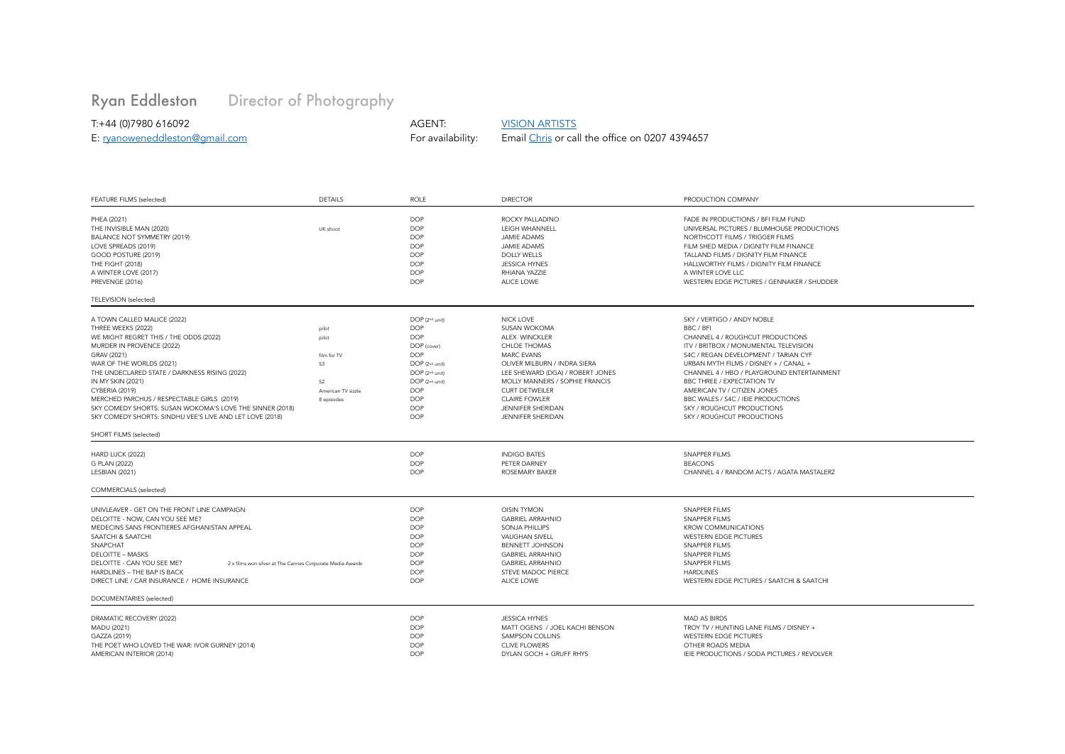# Ryan Eddleston Director of Photography

T:+44 (0)7980 616092
E: ryanoweneddleston@gmail.com

AGENT: VISION ARTISTS
For availability: Email Chris or call the office on 0207 4394657

| FEATURE FILMS (selected) | DETAILS | ROLE | DIRECTOR | PRODUCTION COMPANY |
|---|---|---|---|---|
| PHEA (2021) | | DOP | ROCKY PALLADINO | FADE IN PRODUCTIONS / BFI FILM FUND |
| THE INVISIBLE MAN (2020) | UK shoot | DOP | LEIGH WHANNELL | UNIVERSAL PICTURES / BLUMHOUSE PRODUCTIONS |
| BALANCE NOT SYMMETRY (2019) | | DOP | JAMIE ADAMS | NORTHCOTT FILMS / TRIGGER FILMS |
| LOVE SPREADS (2019) | | DOP | JAMIE ADAMS | FILM SHED MEDIA / DIGNITY FILM FINANCE |
| GOOD POSTURE (2019) | | DOP | DOLLY WELLS | TALLAND FILMS / DIGNITY FILM FINANCE |
| THE FIGHT (2018) | | DOP | JESSICA HYNES | HALLWORTHY FILMS / DIGNITY FILM FINANCE |
| A WINTER LOVE (2017) | | DOP | RHIANA YAZZIE | A WINTER LOVE LLC |
| PREVENGE (2016) | | DOP | ALICE LOWE | WESTERN EDGE PICTURES / GENNAKER / SHUDDER |

| TELEVISION (selected) | DETAILS | ROLE | DIRECTOR | PRODUCTION COMPANY |
|---|---|---|---|---|
| A TOWN CALLED MALICE (2022) | | DOP (2nd unit) | NICK LOVE | SKY / VERTIGO / ANDY NOBLE |
| THREE WEEKS (2022) | pilot | DOP | SUSAN WOKOMA | BBC / BFI |
| WE MIGHT REGRET THIS / THE ODDS (2022) | pilot | DOP | ALEX WINCKLER | CHANNEL 4 / ROUGHCUT PRODUCTIONS |
| MURDER IN PROVENCE (2022) | | DOP (cover) | CHLOE THOMAS | ITV / BRITBOX / MONUMENTAL TELEVISION |
| GRAV (2021) | film for TV | DOP | MARC EVANS | S4C / REGAN DEVELOPMENT / TARIAN CYF |
| WAR OF THE WORLDS (2021) | S3 | DOP (2nd unit) | OLIVER MILBURN / INDRA SIERA | URBAN MYTH FILMS / DISNEY + / CANAL + |
| THE UNDECLARED STATE / DARKNESS RISING (2022) | | DOP (2nd unit) | LEE SHEWARD (DGA) / ROBERT JONES | CHANNEL 4 / HBO / PLAYGROUND ENTERTAINMENT |
| IN MY SKIN (2021) | S2 | DOP (2nd unit) | MOLLY MANNERS / SOPHIE FRANCIS | BBC THREE / EXPECTATION TV |
| CYBERIA (2019) | American TV sizzle | DOP | CURT DETWEILER | AMERICAN TV / CITIZEN JONES |
| MERCHED PARCHUS / RESPECTABLE GIRLS (2019) | 8 episodes | DOP | CLAIRE FOWLER | BBC WALES / S4C / IEIE PRODUCTIONS |
| SKY COMEDY SHORTS: SUSAN WOKOMA'S LOVE THE SINNER (2018) | | DOP | JENNIFER SHERIDAN | SKY / ROUGHCUT PRODUCTIONS |
| SKY COMEDY SHORTS: SINDHU VEE'S LIVE AND LET LOVE (2018) | | DOP | JENNIFER SHERIDAN | SKY / ROUGHCUT PRODUCTIONS |

| SHORT FILMS (selected) | DETAILS | ROLE | DIRECTOR | PRODUCTION COMPANY |
|---|---|---|---|---|
| HARD LUCK (2022) | | DOP | INDIGO BATES | SNAPPER FILMS |
| G PLAN (2022) | | DOP | PETER DARNEY | BEACONS |
| LESBIAN (2021) | | DOP | ROSEMARY BAKER | CHANNEL 4 / RANDOM ACTS / AGATA MASTALERZ |

| COMMERCIALS (selected) | DETAILS | ROLE | DIRECTOR | PRODUCTION COMPANY |
|---|---|---|---|---|
| UNIVLEAVER - GET ON THE FRONT LINE CAMPAIGN | | DOP | OISIN TYMON | SNAPPER FILMS |
| DELOITTE - NOW, CAN YOU SEE ME? | | DOP | GABRIEL ARRAHNIO | SNAPPER FILMS |
| MEDECINS SANS FRONTIERES AFGHANISTAN APPEAL | | DOP | SONJA PHILLIPS | KROW COMMUNICATIONS |
| SAATCHI & SAATCHI | | DOP | VAUGHAN SIVELL | WESTERN EDGE PICTURES |
| SNAPCHAT | | DOP | BENNETT JOHNSON | SNAPPER FILMS |
| DELOITTE – MASKS | | DOP | GABRIEL ARRAHNIO | SNAPPER FILMS |
| DELOITTE - CAN YOU SEE ME? | 2 x films won silver at The Cannes Corporate Media Awards | DOP | GABRIEL ARRAHNIO | SNAPPER FILMS |
| HARDLINES – THE BAP IS BACK | | DOP | STEVE MADOC PIERCE | HARDLINES |
| DIRECT LINE / CAR INSURANCE / HOME INSURANCE | | DOP | ALICE LOWE | WESTERN EDGE PICTURES / SAATCHI & SAATCHI |

| DOCUMENTARIES (selected) | DETAILS | ROLE | DIRECTOR | PRODUCTION COMPANY |
|---|---|---|---|---|
| DRAMATIC RECOVERY (2022) | | DOP | JESSICA HYNES | MAD AS BIRDS |
| MADU (2021) | | DOP | MATT OGENS / JOEL KACHI BENSON | TROY TV / HUNTING LANE FILMS / DISNEY + |
| GAZZA (2019) | | DOP | SAMPSON COLLINS | WESTERN EDGE PICTURES |
| THE POET WHO LOVED THE WAR: IVOR GURNEY (2014) | | DOP | CLIVE FLOWERS | OTHER ROADS MEDIA |
| AMERICAN INTERIOR (2014) | | DOP | DYLAN GOCH + GRUFF RHYS | IEIE PRODUCTIONS / SODA PICTURES / REVOLVER |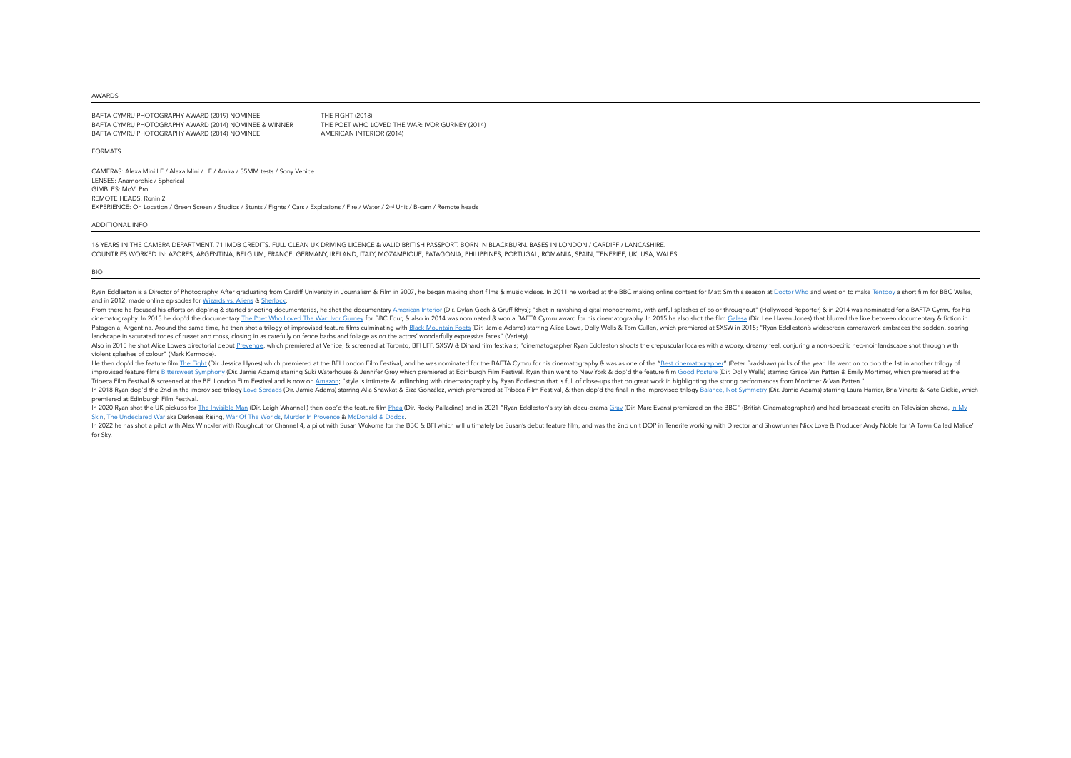## AWARDS

| | |
|---|---|
| BAFTA CYMRU PHOTOGRAPHY AWARD (2019) NOMINEE | THE FIGHT (2018) |
| BAFTA CYMRU PHOTOGRAPHY AWARD (2014) NOMINEE & WINNER | THE POET WHO LOVED THE WAR: IVOR GURNEY (2014) |
| BAFTA CYMRU PHOTOGRAPHY AWARD (2014) NOMINEE | AMERICAN INTERIOR (2014) |

## FORMATS

CAMERAS: Alexa Mini LF / Alexa Mini / LF / Amira / 35MM tests / Sony Venice
LENSES: Anamorphic / Spherical
GIMBLES: MoVi Pro
REMOTE HEADS: Ronin 2
EXPERIENCE: On Location / Green Screen / Studios / Stunts / Fights / Cars / Explosions / Fire / Water / 2nd Unit / B-cam / Remote heads

## ADDITIONAL INFO

16 YEARS IN THE CAMERA DEPARTMENT. 71 IMDB CREDITS. FULL CLEAN UK DRIVING LICENCE & VALID BRITISH PASSPORT. BORN IN BLACKBURN. BASES IN LONDON / CARDIFF / LANCASHIRE.
COUNTRIES WORKED IN: AZORES, ARGENTINA, BELGIUM, FRANCE, GERMANY, IRELAND, ITALY, MOZAMBIQUE, PATAGONIA, PHILIPPINES, PORTUGAL, ROMANIA, SPAIN, TENERIFE, UK, USA, WALES

## BIO

Ryan Eddleston is a Director of Photography. After graduating from Cardiff University in Journalism & Film in 2007, he began making short films & music videos. In 2011 he worked at the BBC making online content for Matt Smith's season at Doctor Who and went on to make Tentboy a short film for BBC Wales, and in 2012, made online episodes for Wizards vs. Aliens & Sherlock.

From there he focused his efforts on dop'ing & started shooting documentaries, he shot the documentary American Interior (Dir. Dylan Goch & Gruff Rhys); "shot in ravishing digital monochrome, with artful splashes of color throughout" (Hollywood Reporter) & in 2014 was nominated for a BAFTA Cymru for his cinematography. In 2013 he dop'd the documentary The Poet Who Loved The War: Ivor Gurney for BBC Four, & also in 2014 was nominated & won a BAFTA Cymru award for his cinematography. In 2015 he also shot the film Galesa (Dir. Lee Haven Jones) that blurred the line between documentary & fiction in Patagonia, Argentina. Around the same time, he then shot a trilogy of improvised feature films culminating with Black Mountain Poets (Dir. Jamie Adams) starring Alice Lowe, Dolly Wells & Tom Cullen, which premiered at SXSW in 2015; "Ryan Eddleston's widescreen camerawork embraces the sodden, soaring landscape in saturated tones of russet and moss, closing in as carefully on fence barbs and foliage as on the actors' wonderfully expressive faces" (Variety).

Also in 2015 he shot Alice Lowe's directorial debut Prevenge, which premiered at Venice, & screened at Toronto, BFI LFF, SXSW & Dinard film festivals; "cinematographer Ryan Eddleston shoots the crepuscular locales with a woozy, dreamy feel, conjuring a non-specific neo-noir landscape shot through with violent splashes of colour" (Mark Kermode).

He then dop'd the feature film The Fight (Dir. Jessica Hynes) which premiered at the BFI London Film Festival, and he was nominated for the BAFTA Cymru for his cinematography & was as one of the "Best cinematographer" (Peter Bradshaw) picks of the year. He went on to dop the 1st in another trilogy of improvised feature films Bittersweet Symphony (Dir. Jamie Adams) starring Suki Waterhouse & Jennifer Grey which premiered at Edinburgh Film Festival. Ryan then went to New York & dop'd the feature film Good Posture (Dir. Dolly Wells) starring Grace Van Patten & Emily Mortimer, which premiered at the Tribeca Film Festival & screened at the BFI London Film Festival and is now on Amazon; "style is intimate & unflinching with cinematography by Ryan Eddleston that is full of close-ups that do great work in highlighting the strong performances from Mortimer & Van Patten."

In 2018 Ryan dop'd the 2nd in the improvised trilogy Love Spreads (Dir. Jamie Adams) starring Alia Shawkat & Eiza González, which premiered at Tribeca Film Festival, & then dop'd the final in the improvised trilogy Balance, Not Symmetry (Dir. Jamie Adams) starring Laura Harrier, Bria Vinaite & Kate Dickie, which premiered at Edinburgh Film Festival.

In 2020 Ryan shot the UK pickups for The Invisible Man (Dir. Leigh Whannell) then dop'd the feature film Phea (Dir. Rocky Palladino) and in 2021 "Ryan Eddleston's stylish docu-drama Grav (Dir. Marc Evans) premiered on the BBC" (British Cinematographer) and had broadcast credits on Television shows, In My Skin, The Undeclared War aka Darkness Rising, War Of The Worlds, Murder In Provence & McDonald & Dodds.

In 2022 he has shot a pilot with Alex Winckler with Roughcut for Channel 4, a pilot with Susan Wokoma for the BBC & BFI which will ultimately be Susan's debut feature film, and was the 2nd unit DOP in Tenerife working with Director and Showrunner Nick Love & Producer Andy Noble for 'A Town Called Malice' for Sky.